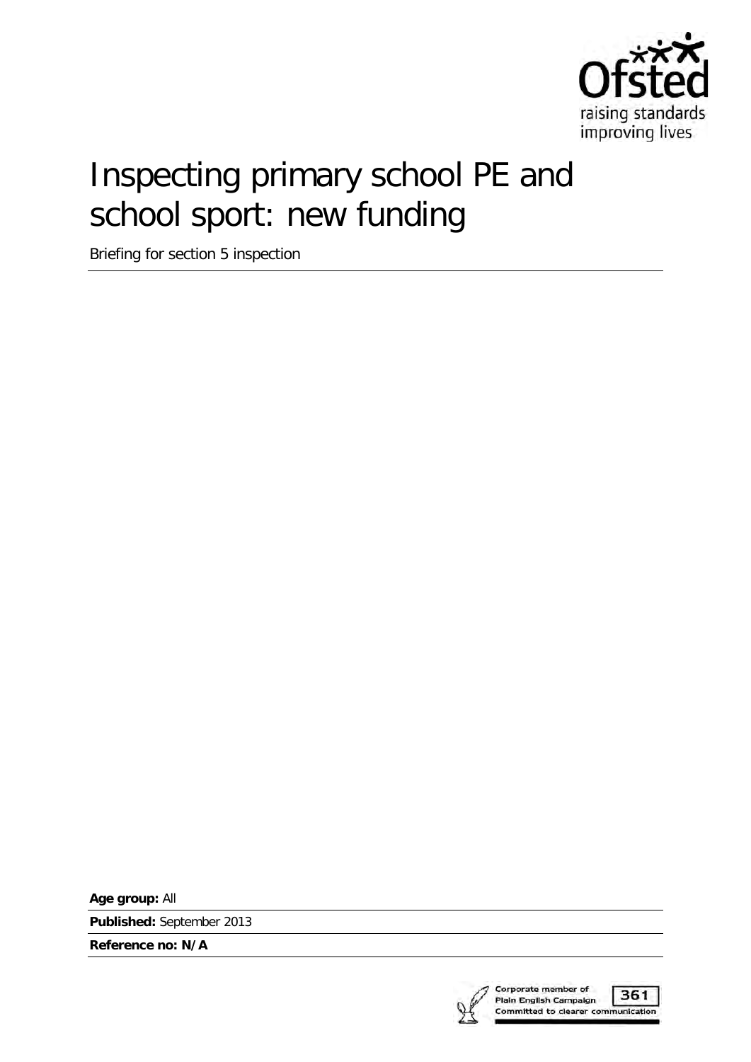# Inspecting primary school PE and school sport: new funding

Briefing for section 5 inspection

**Age group:** All

**Published:** September 2013

**Reference no: N/A**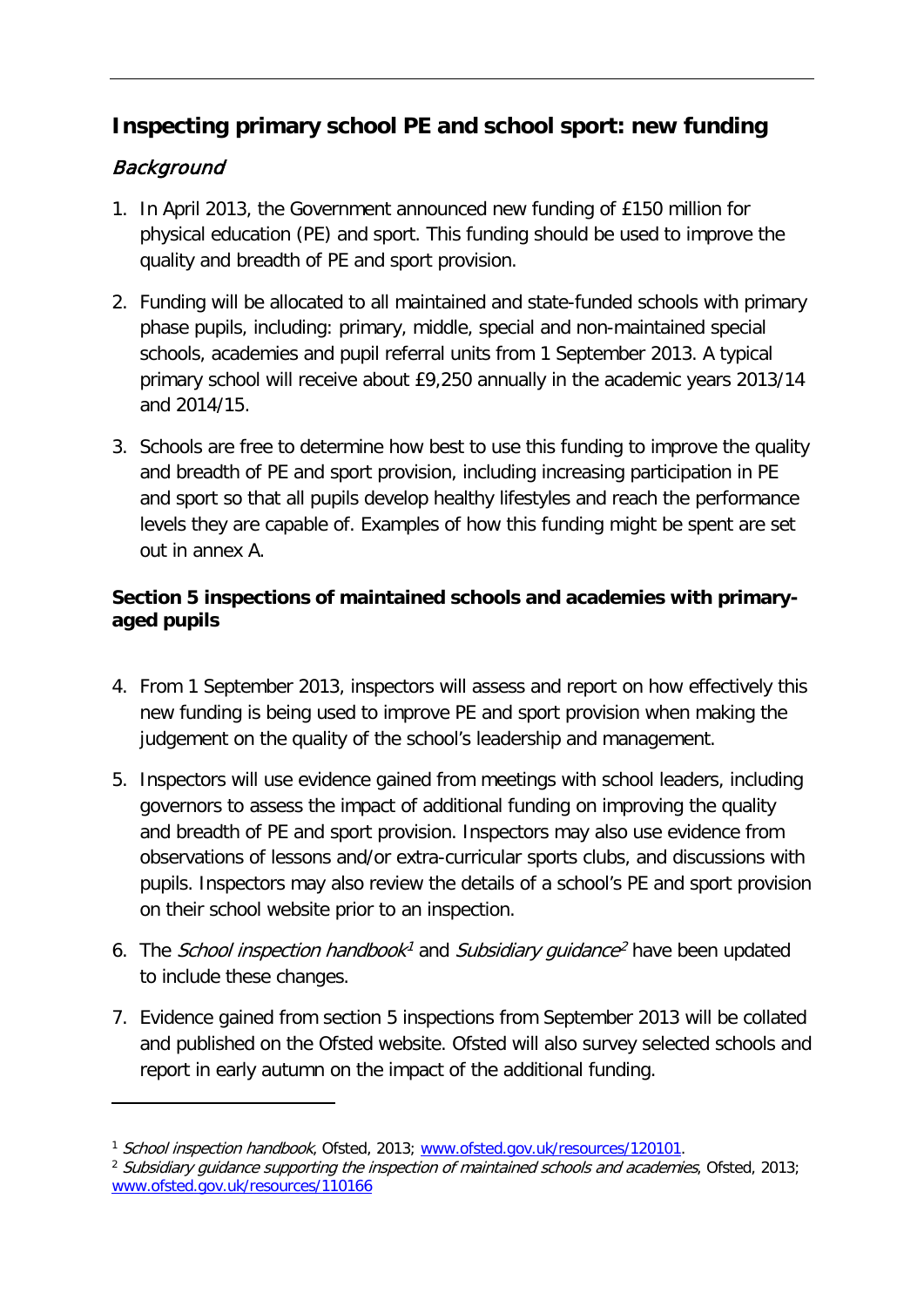## Inspecting primary school PE and school sport: new funding

### *Background*

1. In April 2013, the Government announced new funding of £150 million for physical education (PE) and sport. This funding should be used to improve the quality and breadth of PE and sport provision.

2. Funding will be allocated to all maintained and state-funded schools with primary phase pupils, including: primary, middle, special and non-maintained special schools, academies and pupil referral units from 1 September 2013. A typical primary school will receive about £9,250 annually in the academic years 2013/14 and 2014/15.

3. Schools are free to determine how best to use this funding to improve the quality and breadth of PE and sport provision, including increasing participation in PE and sport so that all pupils develop healthy lifestyles and reach the performance levels they are capable of. Examples of how this funding might be spent are set out in annex A.

### **Section 5 inspections of maintained schools and academies with primary-aged pupils**

4. From 1 September 2013, inspectors will assess and report on how effectively this new funding is being used to improve PE and sport provision when making the judgement on the quality of the school's leadership and management.

5. Inspectors will use evidence gained from meetings with school leaders, including governors to assess the impact of additional funding on improving the quality and breadth of PE and sport provision. Inspectors may also use evidence from observations of lessons and/or extra-curricular sports clubs, and discussions with pupils. Inspectors may also review the details of a school's PE and sport provision on their school website prior to an inspection.

6. The *School inspection handbook*[1] and *Subsidiary guidance*[2] have been updated to include these changes.

7. Evidence gained from section 5 inspections from September 2013 will be collated and published on the Ofsted website. Ofsted will also survey selected schools and report in early autumn on the impact of the additional funding.

---

[1] *School inspection handbook*, Ofsted, 2013; www.ofsted.gov.uk/resources/120101.

[2] *Subsidiary guidance supporting the inspection of maintained schools and academies*, Ofsted, 2013; www.ofsted.gov.uk/resources/110166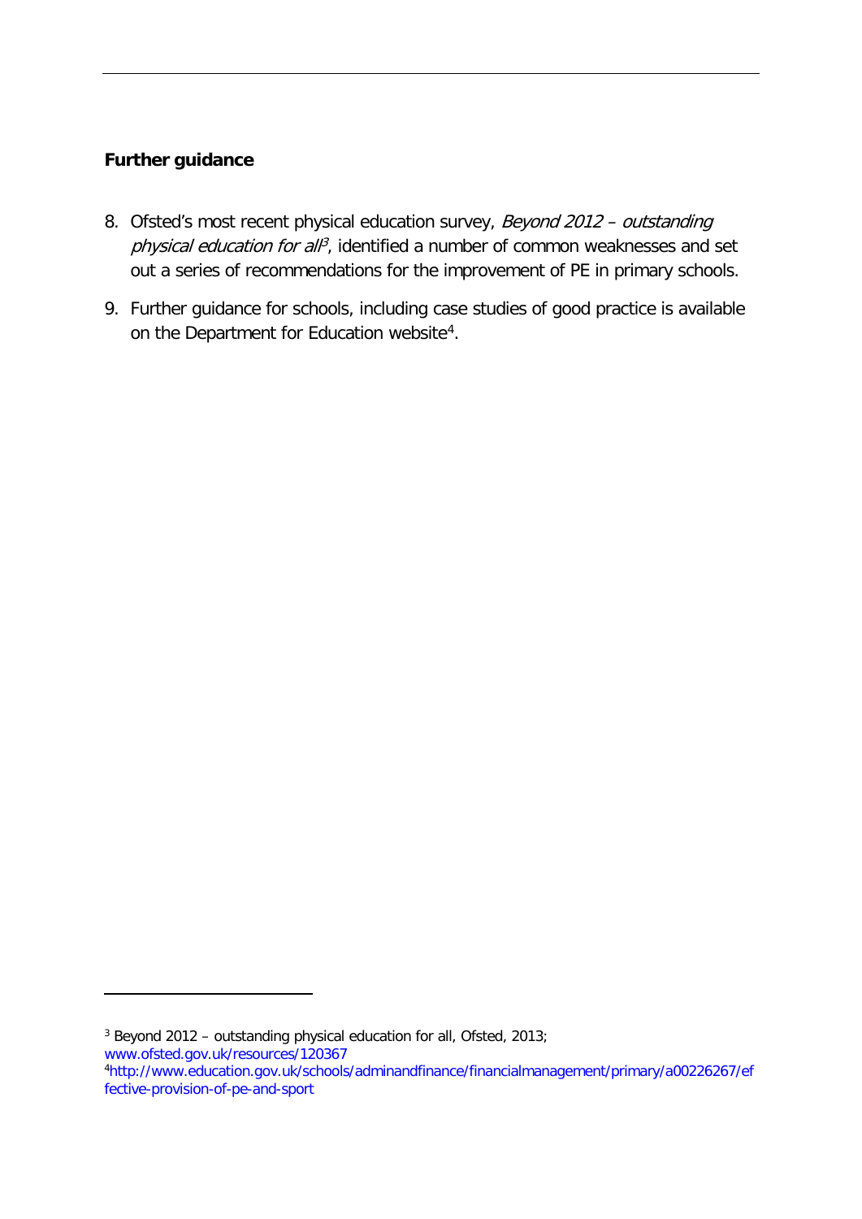**Further guidance**

8. Ofsted's most recent physical education survey, *Beyond 2012 – outstanding physical education for all*[3], identified a number of common weaknesses and set out a series of recommendations for the improvement of PE in primary schools.

9. Further guidance for schools, including case studies of good practice is available on the Department for Education website[4].

---

[3] Beyond 2012 – outstanding physical education for all, Ofsted, 2013; www.ofsted.gov.uk/resources/120367

[4] http://www.education.gov.uk/schools/adminandfinance/financialmanagement/primary/a00226267/effective-provision-of-pe-and-sport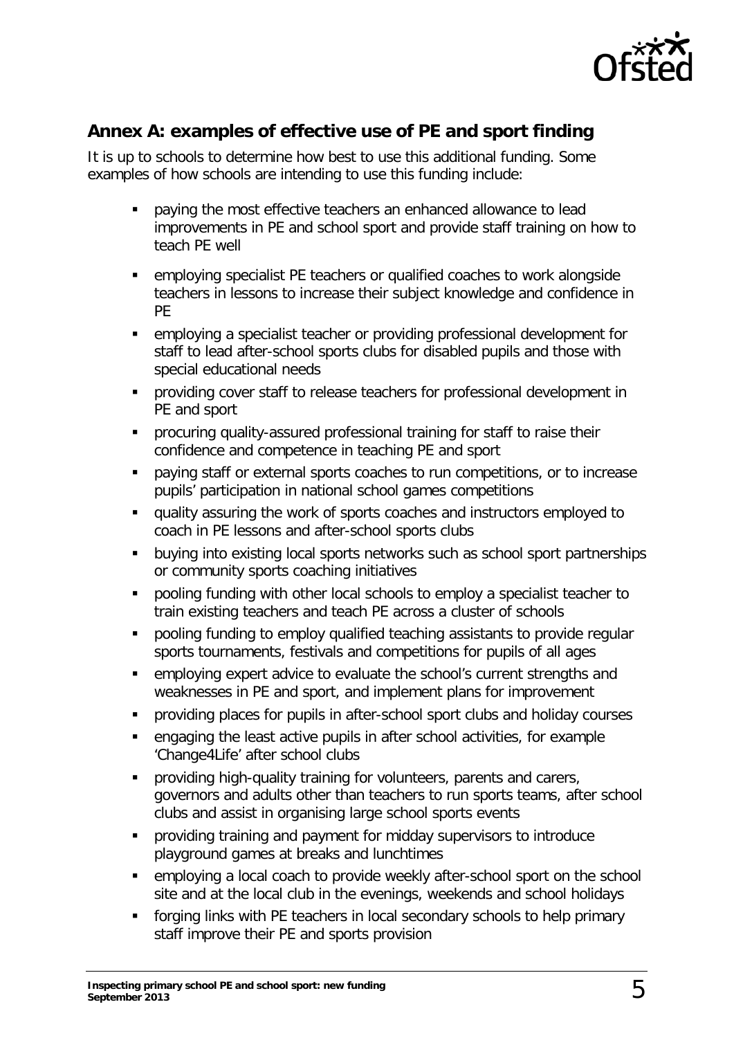## Annex A: examples of effective use of PE and sport finding

It is up to schools to determine how best to use this additional funding. Some examples of how schools are intending to use this funding include:

- paying the most effective teachers an enhanced allowance to lead improvements in PE and school sport and provide staff training on how to teach PE well
- employing specialist PE teachers or qualified coaches to work alongside teachers in lessons to increase their subject knowledge and confidence in PE
- employing a specialist teacher or providing professional development for staff to lead after-school sports clubs for disabled pupils and those with special educational needs
- providing cover staff to release teachers for professional development in PE and sport
- procuring quality-assured professional training for staff to raise their confidence and competence in teaching PE and sport
- paying staff or external sports coaches to run competitions, or to increase pupils' participation in national school games competitions
- quality assuring the work of sports coaches and instructors employed to coach in PE lessons and after-school sports clubs
- buying into existing local sports networks such as school sport partnerships or community sports coaching initiatives
- pooling funding with other local schools to employ a specialist teacher to train existing teachers and teach PE across a cluster of schools
- pooling funding to employ qualified teaching assistants to provide regular sports tournaments, festivals and competitions for pupils of all ages
- employing expert advice to evaluate the school's current strengths and weaknesses in PE and sport, and implement plans for improvement
- providing places for pupils in after-school sport clubs and holiday courses
- engaging the least active pupils in after school activities, for example 'Change4Life' after school clubs
- providing high-quality training for volunteers, parents and carers, governors and adults other than teachers to run sports teams, after school clubs and assist in organising large school sports events
- providing training and payment for midday supervisors to introduce playground games at breaks and lunchtimes
- employing a local coach to provide weekly after-school sport on the school site and at the local club in the evenings, weekends and school holidays
- forging links with PE teachers in local secondary schools to help primary staff improve their PE and sports provision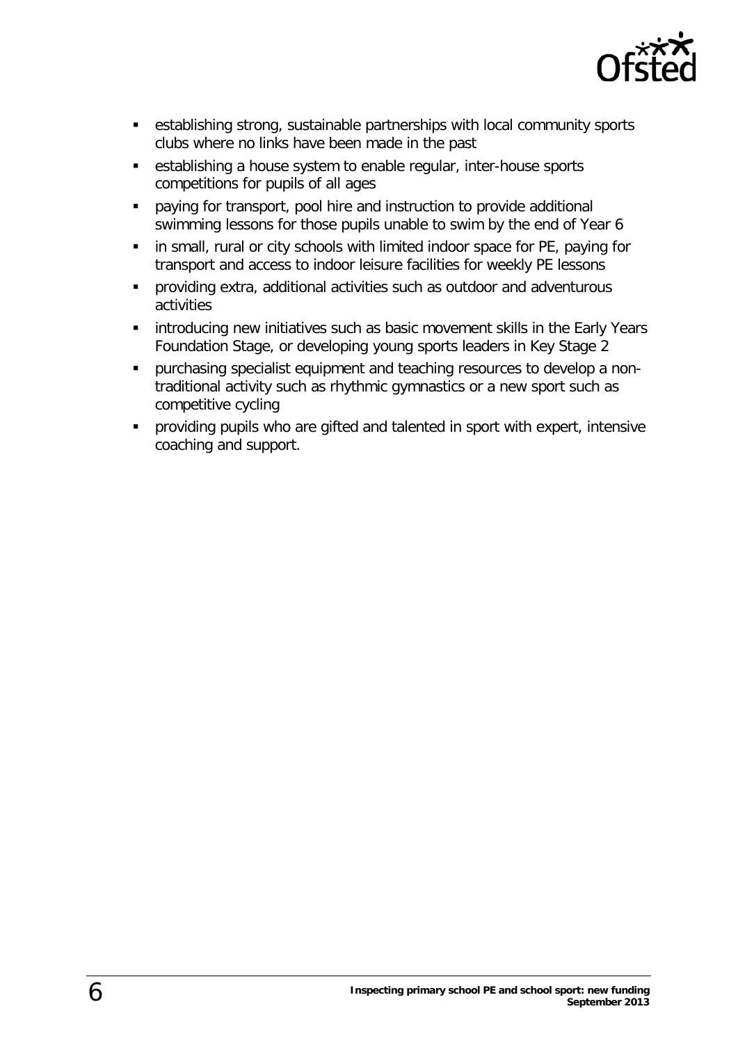- establishing strong, sustainable partnerships with local community sports clubs where no links have been made in the past
- establishing a house system to enable regular, inter-house sports competitions for pupils of all ages
- paying for transport, pool hire and instruction to provide additional swimming lessons for those pupils unable to swim by the end of Year 6
- in small, rural or city schools with limited indoor space for PE, paying for transport and access to indoor leisure facilities for weekly PE lessons
- providing extra, additional activities such as outdoor and adventurous activities
- introducing new initiatives such as basic movement skills in the Early Years Foundation Stage, or developing young sports leaders in Key Stage 2
- purchasing specialist equipment and teaching resources to develop a non-traditional activity such as rhythmic gymnastics or a new sport such as competitive cycling
- providing pupils who are gifted and talented in sport with expert, intensive coaching and support.